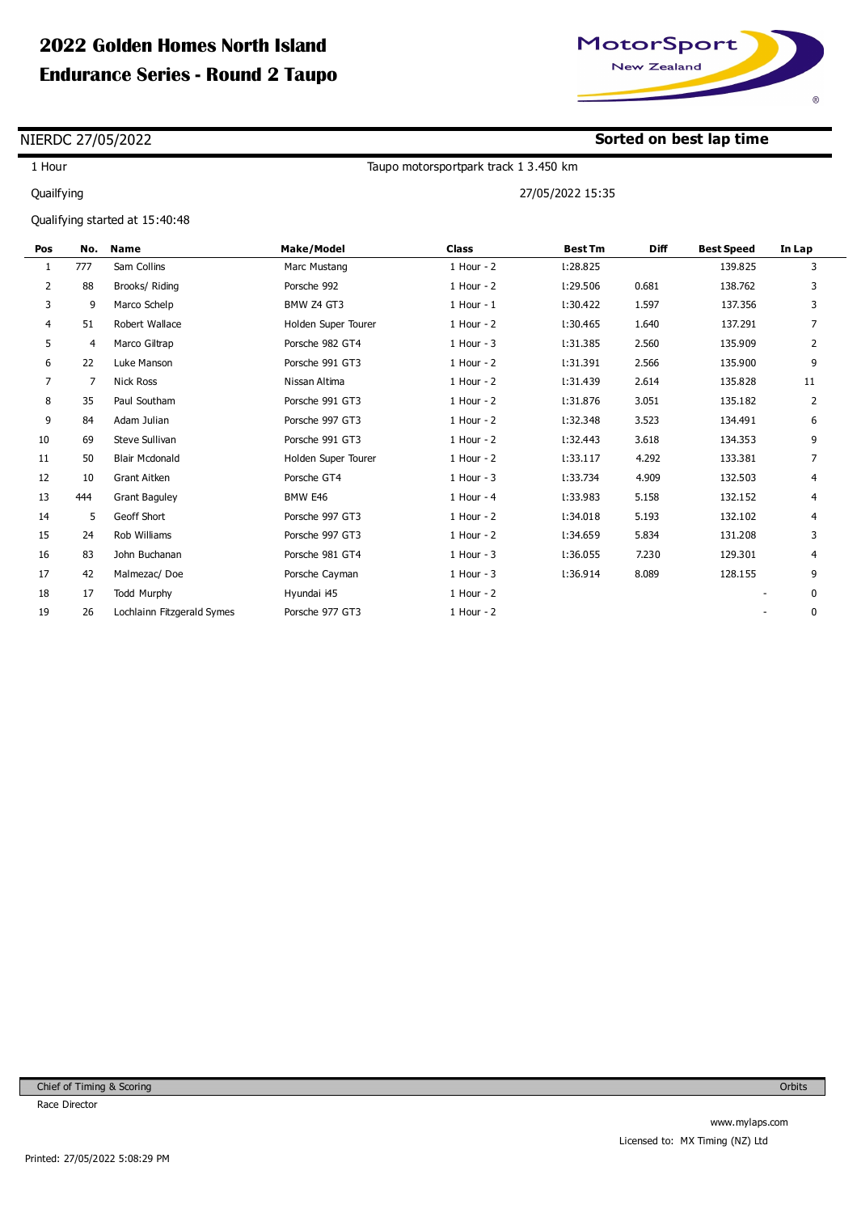# 2022 Golden Homes North Island Endurance Series - Round 2 Taupo

NIERDC 27/05/2022 **Sorted on best lap time**

1 Hour — Taupo motorsportpark track 1 3.450 km

Quailfying — 27/05/2022 15:35

Qualifying started at 15:40:48

| Pos | No. | Name | Make/Model | Class | Best Tm | Diff | Best Speed | In Lap |
|---|---|---|---|---|---|---|---|---|
| 1 | 777 | Sam Collins | Marc Mustang | 1 Hour - 2 | 1:28.825 | | 139.825 | 3 |
| 2 | 88 | Brooks/ Riding | Porsche 992 | 1 Hour - 2 | 1:29.506 | 0.681 | 138.762 | 3 |
| 3 | 9 | Marco Schelp | BMW Z4 GT3 | 1 Hour - 1 | 1:30.422 | 1.597 | 137.356 | 3 |
| 4 | 51 | Robert Wallace | Holden Super Tourer | 1 Hour - 2 | 1:30.465 | 1.640 | 137.291 | 7 |
| 5 | 4 | Marco Giltrap | Porsche 982 GT4 | 1 Hour - 3 | 1:31.385 | 2.560 | 135.909 | 2 |
| 6 | 22 | Luke Manson | Porsche 991 GT3 | 1 Hour - 2 | 1:31.391 | 2.566 | 135.900 | 9 |
| 7 | 7 | Nick Ross | Nissan Altima | 1 Hour - 2 | 1:31.439 | 2.614 | 135.828 | 11 |
| 8 | 35 | Paul Southam | Porsche 991 GT3 | 1 Hour - 2 | 1:31.876 | 3.051 | 135.182 | 2 |
| 9 | 84 | Adam Julian | Porsche 997 GT3 | 1 Hour - 2 | 1:32.348 | 3.523 | 134.491 | 6 |
| 10 | 69 | Steve Sullivan | Porsche 991 GT3 | 1 Hour - 2 | 1:32.443 | 3.618 | 134.353 | 9 |
| 11 | 50 | Blair Mcdonald | Holden Super Tourer | 1 Hour - 2 | 1:33.117 | 4.292 | 133.381 | 7 |
| 12 | 10 | Grant Aitken | Porsche GT4 | 1 Hour - 3 | 1:33.734 | 4.909 | 132.503 | 4 |
| 13 | 444 | Grant Baguley | BMW E46 | 1 Hour - 4 | 1:33.983 | 5.158 | 132.152 | 4 |
| 14 | 5 | Geoff Short | Porsche 997 GT3 | 1 Hour - 2 | 1:34.018 | 5.193 | 132.102 | 4 |
| 15 | 24 | Rob Williams | Porsche 997 GT3 | 1 Hour - 2 | 1:34.659 | 5.834 | 131.208 | 3 |
| 16 | 83 | John Buchanan | Porsche 981 GT4 | 1 Hour - 3 | 1:36.055 | 7.230 | 129.301 | 4 |
| 17 | 42 | Malmezac/ Doe | Porsche Cayman | 1 Hour - 3 | 1:36.914 | 8.089 | 128.155 | 9 |
| 18 | 17 | Todd Murphy | Hyundai i45 | 1 Hour - 2 | | | - | 0 |
| 19 | 26 | Lochlainn Fitzgerald Symes | Porsche 977 GT3 | 1 Hour - 2 | | | - | 0 |

Chief of Timing & Scoring — Orbits

Race Director

www.mylaps.com

Licensed to: MX Timing (NZ) Ltd

Printed: 27/05/2022 5:08:29 PM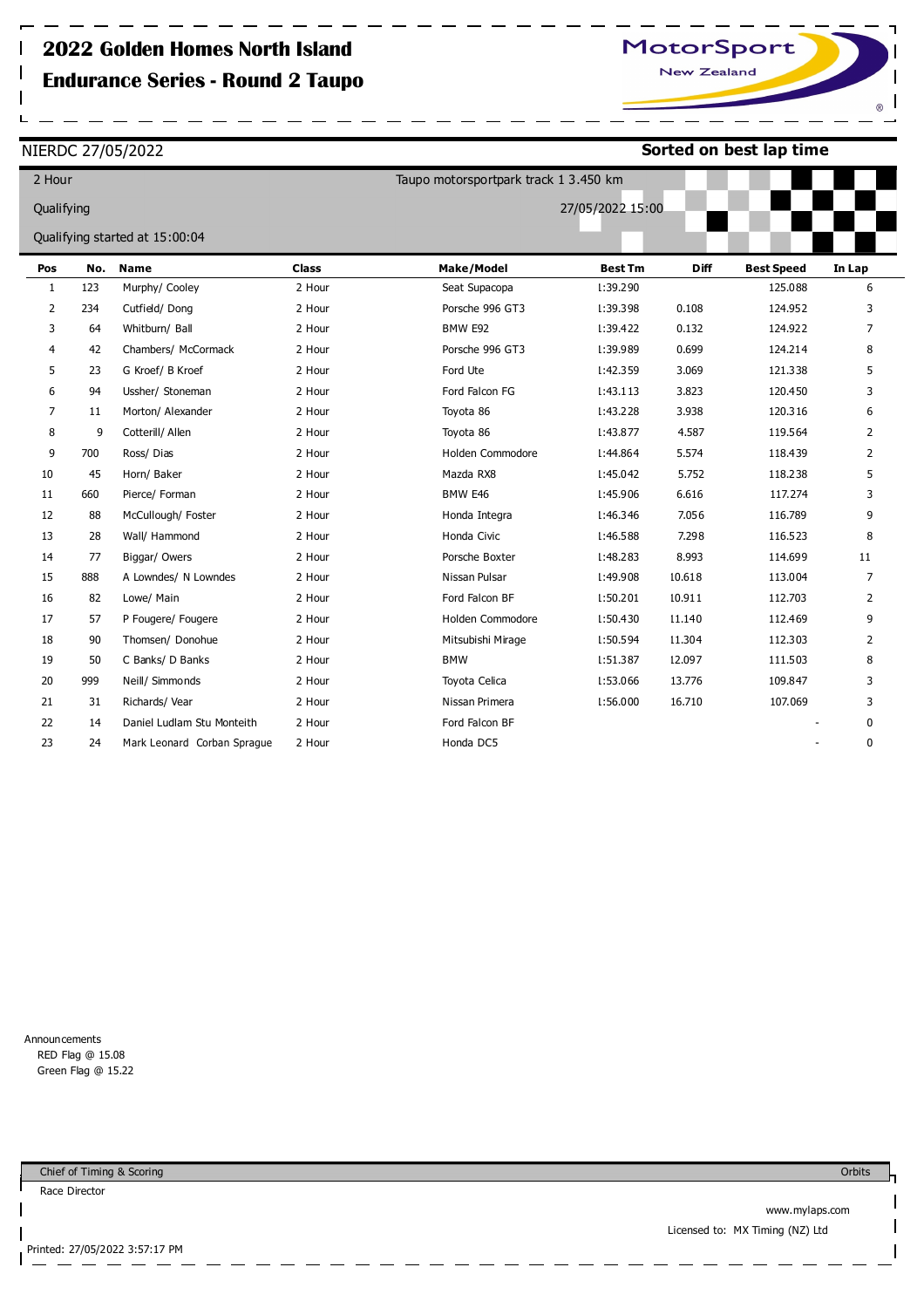# 2022 Golden Homes North Island Endurance Series - Round 2 Taupo

NIERDC 27/05/2022

**Sorted on best lap time**

2 Hour

Taupo motorsportpark track 1 3.450 km

Qualifying

27/05/2022 15:00

Qualifying started at 15:00:04

| Pos | No. | Name | Class | Make/Model | Best Tm | Diff | Best Speed | In Lap |
|---|---|---|---|---|---|---|---|---|
| 1 | 123 | Murphy/ Cooley | 2 Hour | Seat Supacopa | 1:39.290 | | 125.088 | 6 |
| 2 | 234 | Cutfield/ Dong | 2 Hour | Porsche 996 GT3 | 1:39.398 | 0.108 | 124.952 | 3 |
| 3 | 64 | Whitburn/ Ball | 2 Hour | BMW E92 | 1:39.422 | 0.132 | 124.922 | 7 |
| 4 | 42 | Chambers/ McCormack | 2 Hour | Porsche 996 GT3 | 1:39.989 | 0.699 | 124.214 | 8 |
| 5 | 23 | G Kroef/ B Kroef | 2 Hour | Ford Ute | 1:42.359 | 3.069 | 121.338 | 5 |
| 6 | 94 | Ussher/ Stoneman | 2 Hour | Ford Falcon FG | 1:43.113 | 3.823 | 120.450 | 3 |
| 7 | 11 | Morton/ Alexander | 2 Hour | Toyota 86 | 1:43.228 | 3.938 | 120.316 | 6 |
| 8 | 9 | Cotterill/ Allen | 2 Hour | Toyota 86 | 1:43.877 | 4.587 | 119.564 | 2 |
| 9 | 700 | Ross/ Dias | 2 Hour | Holden Commodore | 1:44.864 | 5.574 | 118.439 | 2 |
| 10 | 45 | Horn/ Baker | 2 Hour | Mazda RX8 | 1:45.042 | 5.752 | 118.238 | 5 |
| 11 | 660 | Pierce/ Forman | 2 Hour | BMW E46 | 1:45.906 | 6.616 | 117.274 | 3 |
| 12 | 88 | McCullough/ Foster | 2 Hour | Honda Integra | 1:46.346 | 7.056 | 116.789 | 9 |
| 13 | 28 | Wall/ Hammond | 2 Hour | Honda Civic | 1:46.588 | 7.298 | 116.523 | 8 |
| 14 | 77 | Biggar/ Owers | 2 Hour | Porsche Boxter | 1:48.283 | 8.993 | 114.699 | 11 |
| 15 | 888 | A Lowndes/ N Lowndes | 2 Hour | Nissan Pulsar | 1:49.908 | 10.618 | 113.004 | 7 |
| 16 | 82 | Lowe/ Main | 2 Hour | Ford Falcon BF | 1:50.201 | 10.911 | 112.703 | 2 |
| 17 | 57 | P Fougere/ Fougere | 2 Hour | Holden Commodore | 1:50.430 | 11.140 | 112.469 | 9 |
| 18 | 90 | Thomsen/ Donohue | 2 Hour | Mitsubishi Mirage | 1:50.594 | 11.304 | 112.303 | 2 |
| 19 | 50 | C Banks/ D Banks | 2 Hour | BMW | 1:51.387 | 12.097 | 111.503 | 8 |
| 20 | 999 | Neill/ Simmonds | 2 Hour | Toyota Celica | 1:53.066 | 13.776 | 109.847 | 3 |
| 21 | 31 | Richards/ Vear | 2 Hour | Nissan Primera | 1:56.000 | 16.710 | 107.069 | 3 |
| 22 | 14 | Daniel Ludlam Stu Monteith | 2 Hour | Ford Falcon BF | | | - | 0 |
| 23 | 24 | Mark Leonard Corban Sprague | 2 Hour | Honda DC5 | | | - | 0 |

Announcements
RED Flag @ 15.08
Green Flag @ 15.22

Chief of Timing & Scoring

Race Director

Orbits

www.mylaps.com

Licensed to: MX Timing (NZ) Ltd

Printed: 27/05/2022 3:57:17 PM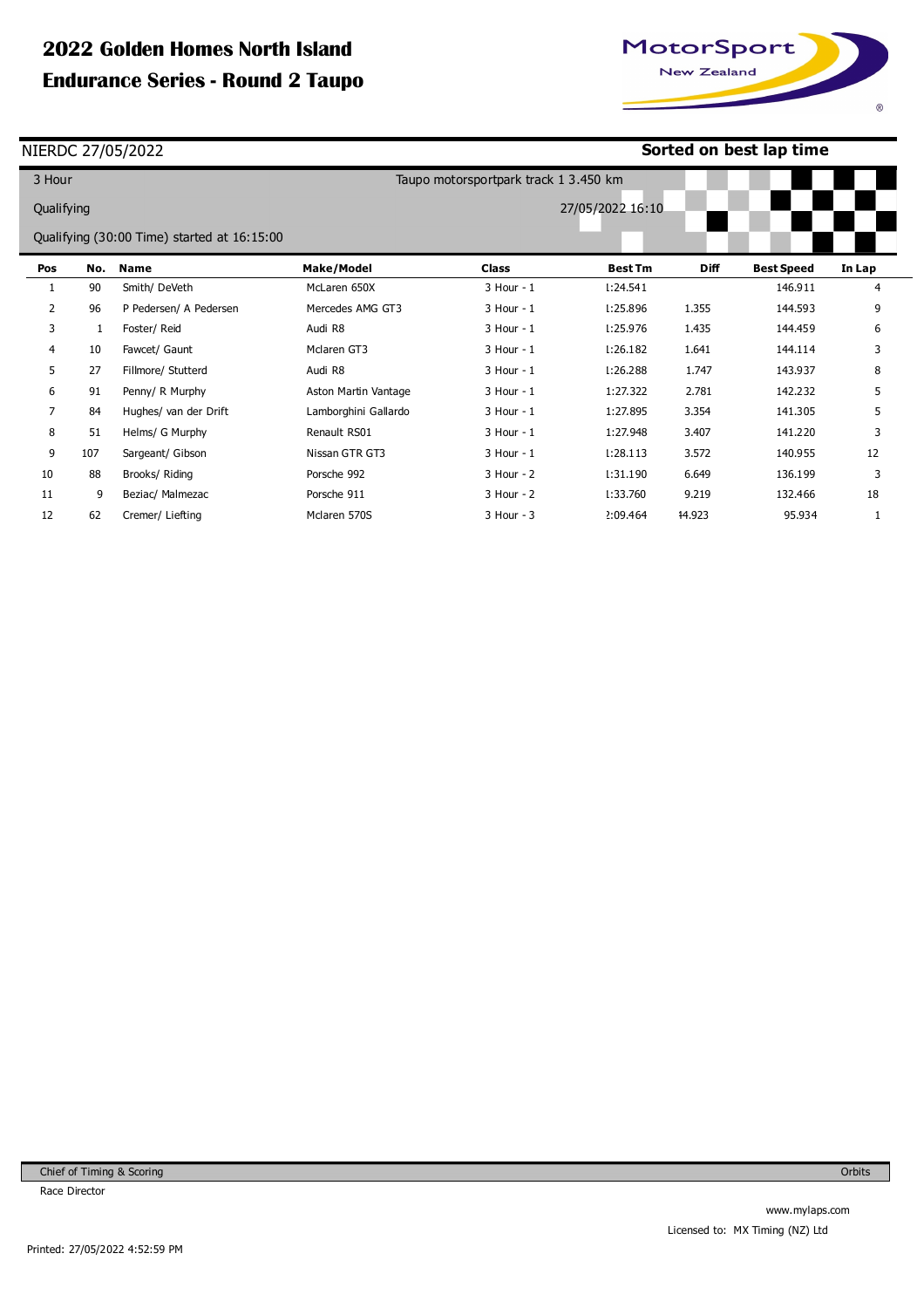# 2022 Golden Homes North Island Endurance Series - Round 2 Taupo

MotorSport New Zealand

NIERDC 27/05/2022

**Sorted on best lap time**

3 Hour

Taupo motorsportpark track 1 3.450 km

Qualifying

27/05/2022 16:10

Qualifying (30:00 Time) started at 16:15:00

| Pos | No. | Name | Make/Model | Class | Best Tm | Diff | Best Speed | In Lap |
|---|---|---|---|---|---|---|---|---|
| 1 | 90 | Smith/ DeVeth | McLaren 650X | 3 Hour - 1 | l:24.541 | | 146.911 | 4 |
| 2 | 96 | P Pedersen/ A Pedersen | Mercedes AMG GT3 | 3 Hour - 1 | l:25.896 | 1.355 | 144.593 | 9 |
| 3 | 1 | Foster/ Reid | Audi R8 | 3 Hour - 1 | l:25.976 | 1.435 | 144.459 | 6 |
| 4 | 10 | Fawcet/ Gaunt | Mclaren GT3 | 3 Hour - 1 | l:26.182 | 1.641 | 144.114 | 3 |
| 5 | 27 | Fillmore/ Stutterd | Audi R8 | 3 Hour - 1 | l:26.288 | 1.747 | 143.937 | 8 |
| 6 | 91 | Penny/ R Murphy | Aston Martin Vantage | 3 Hour - 1 | 1:27.322 | 2.781 | 142.232 | 5 |
| 7 | 84 | Hughes/ van der Drift | Lamborghini Gallardo | 3 Hour - 1 | 1:27.895 | 3.354 | 141.305 | 5 |
| 8 | 51 | Helms/ G Murphy | Renault RS01 | 3 Hour - 1 | 1:27.948 | 3.407 | 141.220 | 3 |
| 9 | 107 | Sargeant/ Gibson | Nissan GTR GT3 | 3 Hour - 1 | l:28.113 | 3.572 | 140.955 | 12 |
| 10 | 88 | Brooks/ Riding | Porsche 992 | 3 Hour - 2 | l:31.190 | 6.649 | 136.199 | 3 |
| 11 | 9 | Beziac/ Malmezac | Porsche 911 | 3 Hour - 2 | l:33.760 | 9.219 | 132.466 | 18 |
| 12 | 62 | Cremer/ Liefting | Mclaren 570S | 3 Hour - 3 | 2:09.464 | 44.923 | 95.934 | 1 |

Chief of Timing & Scoring

Race Director

Orbits

www.mylaps.com

Licensed to: MX Timing (NZ) Ltd

Printed: 27/05/2022 4:52:59 PM